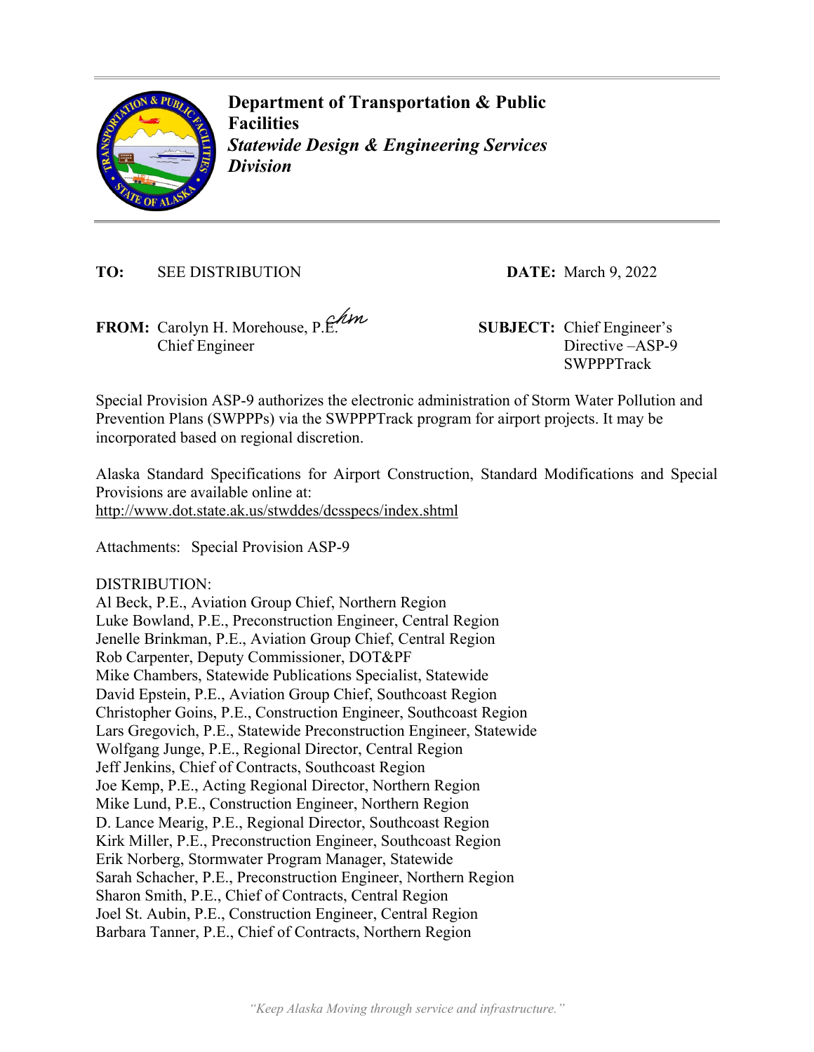**Department of Transportation & Public Facilities**
***Statewide Design & Engineering Services Division***

**TO:** SEE DISTRIBUTION

**DATE:** March 9, 2022

**FROM:** Carolyn H. Morehouse, P.E.
Chief Engineer

**SUBJECT:** Chief Engineer's Directive –ASP-9 SWPPPTrack

Special Provision ASP-9 authorizes the electronic administration of Storm Water Pollution and Prevention Plans (SWPPPs) via the SWPPPTrack program for airport projects. It may be incorporated based on regional discretion.

Alaska Standard Specifications for Airport Construction, Standard Modifications and Special Provisions are available online at:
http://www.dot.state.ak.us/stwddes/dcsspecs/index.shtml

Attachments: Special Provision ASP-9

DISTRIBUTION:
Al Beck, P.E., Aviation Group Chief, Northern Region
Luke Bowland, P.E., Preconstruction Engineer, Central Region
Jenelle Brinkman, P.E., Aviation Group Chief, Central Region
Rob Carpenter, Deputy Commissioner, DOT&PF
Mike Chambers, Statewide Publications Specialist, Statewide
David Epstein, P.E., Aviation Group Chief, Southcoast Region
Christopher Goins, P.E., Construction Engineer, Southcoast Region
Lars Gregovich, P.E., Statewide Preconstruction Engineer, Statewide
Wolfgang Junge, P.E., Regional Director, Central Region
Jeff Jenkins, Chief of Contracts, Southcoast Region
Joe Kemp, P.E., Acting Regional Director, Northern Region
Mike Lund, P.E., Construction Engineer, Northern Region
D. Lance Mearig, P.E., Regional Director, Southcoast Region
Kirk Miller, P.E., Preconstruction Engineer, Southcoast Region
Erik Norberg, Stormwater Program Manager, Statewide
Sarah Schacher, P.E., Preconstruction Engineer, Northern Region
Sharon Smith, P.E., Chief of Contracts, Central Region
Joel St. Aubin, P.E., Construction Engineer, Central Region
Barbara Tanner, P.E., Chief of Contracts, Northern Region

*"Keep Alaska Moving through service and infrastructure."*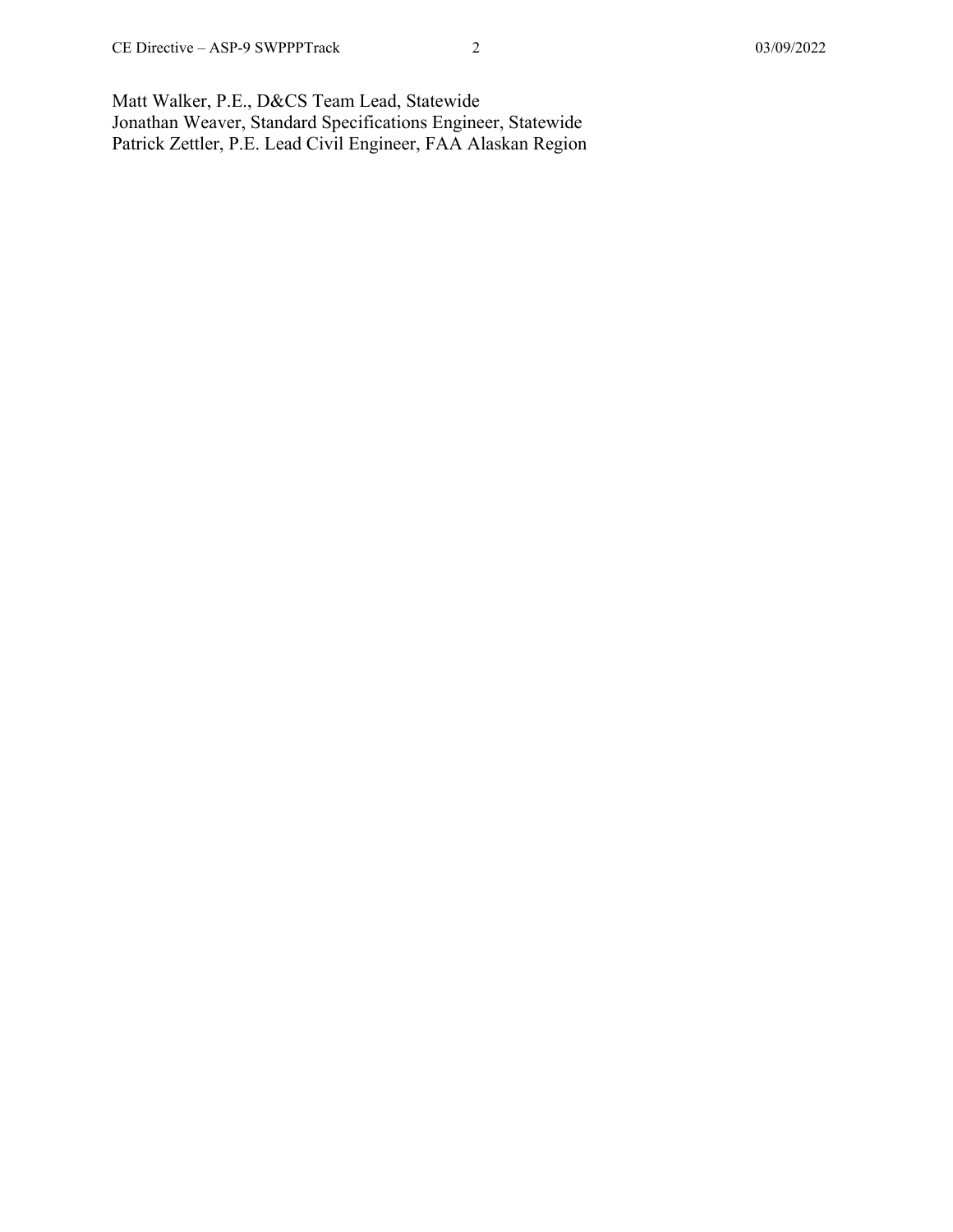Matt Walker, P.E., D&CS Team Lead, Statewide
Jonathan Weaver, Standard Specifications Engineer, Statewide
Patrick Zettler, P.E. Lead Civil Engineer, FAA Alaskan Region